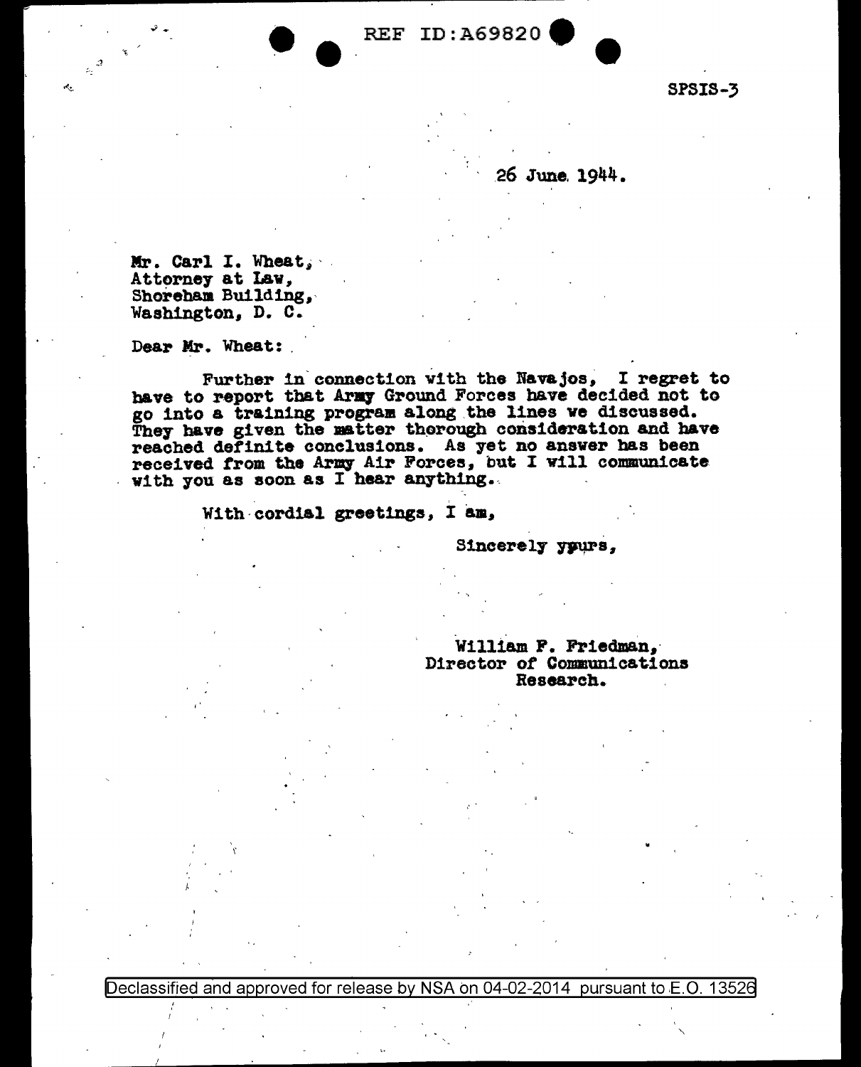REF ID:A69820

SPSIS-3

26 June 1944.

Mr. Carl I. Wheat,
Attorney at Law,
Shoreham Building,
Washington, D. C.

Dear Mr. Wheat:

Further in connection with the Navajos, I regret to have to report that Army Ground Forces have decided not to go into a training program along the lines we discussed. They have given the matter thorough consideration and have reached definite conclusions. As yet no answer has been received from the Army Air Forces, but I will communicate with you as soon as I hear anything.

With cordial greetings, I am,

Sincerely yours,

William F. Friedman,
Director of Communications
Research.

Declassified and approved for release by NSA on 04-02-2014 pursuant to E.O. 13526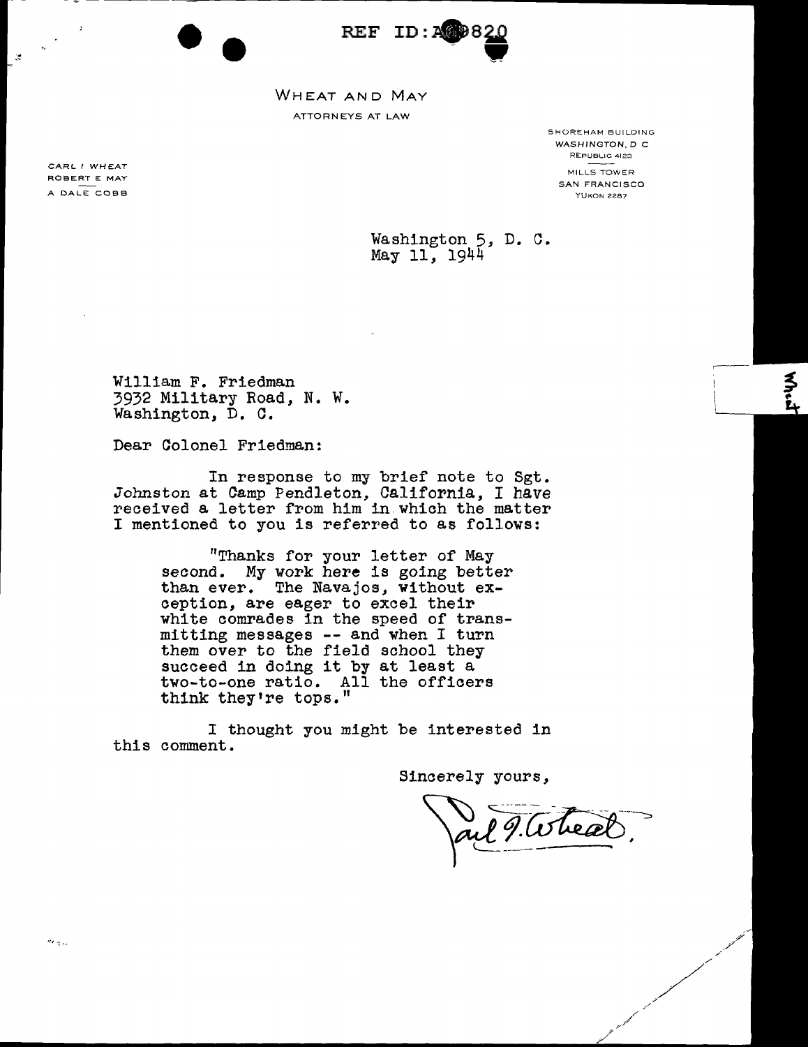REF ID:A69820

WHEAT AND MAY

ATTORNEYS AT LAW

CARL I WHEAT
ROBERT E MAY
A DALE COBB

SHOREHAM BUILDING
WASHINGTON, D C
REPUBLIC 4123

MILLS TOWER
SAN FRANCISCO
YUKON 2287

Washington 5, D. C.
May 11, 1944

William F. Friedman
3932 Military Road, N. W.
Washington, D. C.

Dear Colonel Friedman:

In response to my brief note to Sgt. Johnston at Camp Pendleton, California, I have received a letter from him in which the matter I mentioned to you is referred to as follows:

> "Thanks for your letter of May second. My work here is going better than ever. The Navajos, without exception, are eager to excel their white comrades in the speed of transmitting messages -- and when I turn them over to the field school they succeed in doing it by at least a two-to-one ratio. All the officers think they're tops."

I thought you might be interested in this comment.

Sincerely yours,

Carl I. Wheat.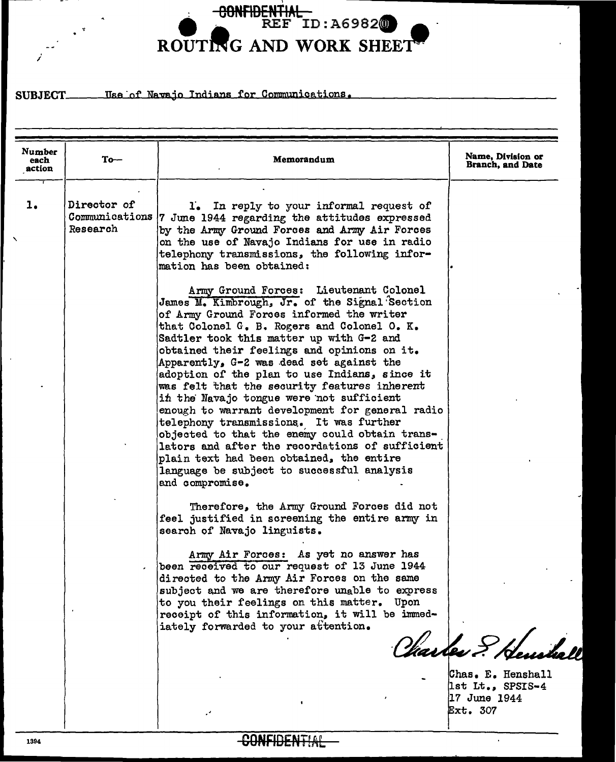~~CONFIDENTIAL~~

REF ID:A69820

# ROUTING AND WORK SHEET

**SUBJECT** Use of Navajo Indians for Communications.

| Number each action | To— | Memorandum | Name, Division or Branch, and Date |
|---|---|---|---|
| 1. | Director of Communications Research | 1. In reply to your informal request of 7 June 1944 regarding the attitudes expressed by the Army Ground Forces and Army Air Forces on the use of Navajo Indians for use in radio telephony transmissions, the following information has been obtained:<br><br>Army Ground Forces: Lieutenant Colonel James M. Kimbrough, Jr. of the Signal Section of Army Ground Forces informed the writer that Colonel G. B. Rogers and Colonel O. K. Sadtler took this matter up with G-2 and obtained their feelings and opinions on it. Apparently, G-2 was dead set against the adoption of the plan to use Indians, since it was felt that the security features inherent in the Navajo tongue were not sufficient enough to warrant development for general radio telephony transmissions. It was further objected to that the enemy could obtain translators and after the recordations of sufficient plain text had been obtained, the entire language be subject to successful analysis and compromise.<br><br>Therefore, the Army Ground Forces did not feel justified in screening the entire army in search of Navajo linguists.<br><br>Army Air Forces: As yet no answer has been received to our request of 13 June 1944 directed to the Army Air Forces on the same subject and we are therefore unable to express to you their feelings on this matter. Upon receipt of this information, it will be immediately forwarded to your attention. | Charles E. Henshall<br><br>Chas. E. Henshall<br>1st Lt., SPSIS-4<br>17 June 1944<br>Ext. 307 |

~~CONFIDENTIAL~~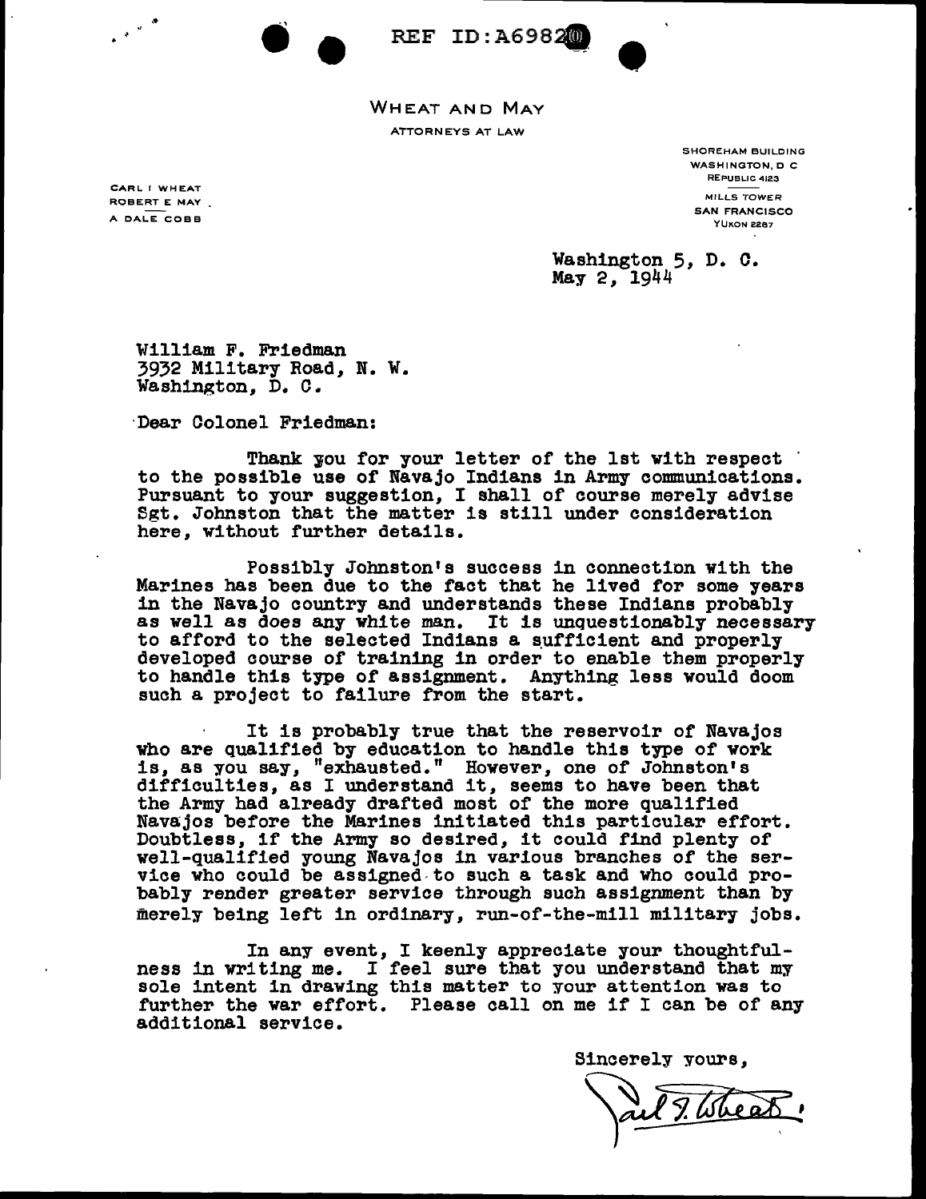REF ID:A69820

WHEAT AND MAY

ATTORNEYS AT LAW

CARL I WHEAT
ROBERT E MAY
A DALE COBB

SHOREHAM BUILDING
WASHINGTON, D C
REPUBLIC 4123

MILLS TOWER
SAN FRANCISCO
YUKON 2287

Washington 5, D. C.
May 2, 1944

William F. Friedman
3932 Military Road, N. W.
Washington, D. C.

Dear Colonel Friedman:

Thank you for your letter of the 1st with respect to the possible use of Navajo Indians in Army communications. Pursuant to your suggestion, I shall of course merely advise Sgt. Johnston that the matter is still under consideration here, without further details.

Possibly Johnston's success in connection with the Marines has been due to the fact that he lived for some years in the Navajo country and understands these Indians probably as well as does any white man. It is unquestionably necessary to afford to the selected Indians a sufficient and properly developed course of training in order to enable them properly to handle this type of assignment. Anything less would doom such a project to failure from the start.

It is probably true that the reservoir of Navajos who are qualified by education to handle this type of work is, as you say, "exhausted." However, one of Johnston's difficulties, as I understand it, seems to have been that the Army had already drafted most of the more qualified Navajos before the Marines initiated this particular effort. Doubtless, if the Army so desired, it could find plenty of well-qualified young Navajos in various branches of the service who could be assigned to such a task and who could probably render greater service through such assignment than by merely being left in ordinary, run-of-the-mill military jobs.

In any event, I keenly appreciate your thoughtfulness in writing me. I feel sure that you understand that my sole intent in drawing this matter to your attention was to further the war effort. Please call on me if I can be of any additional service.

Sincerely yours,

Carl I. Wheat